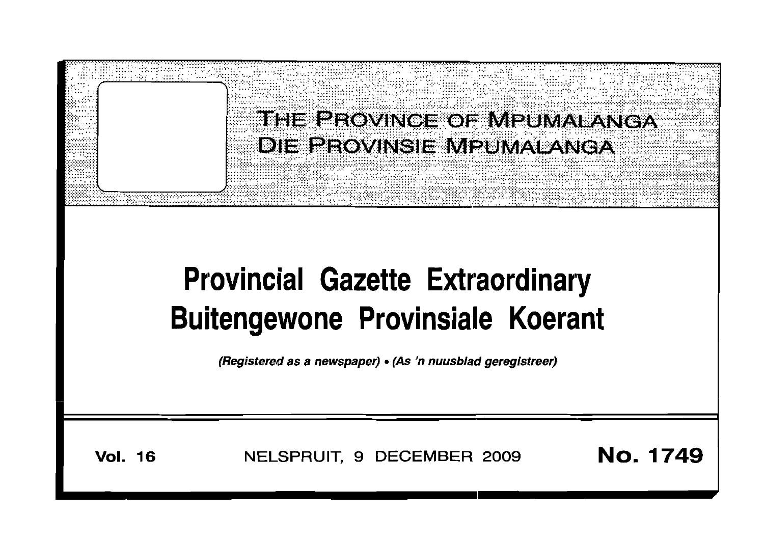# THE PROVINCE OF MPUMALANGA
# DIE PROVINSIE MPUMALANGA

# Provincial Gazette Extraordinary
# Buitengewone Provinsiale Koerant

*(Registered as a newspaper) • (As 'n nuusblad geregistreer)*

**Vol. 16** NELSPRUIT, 9 DECEMBER 2009 **No. 1749**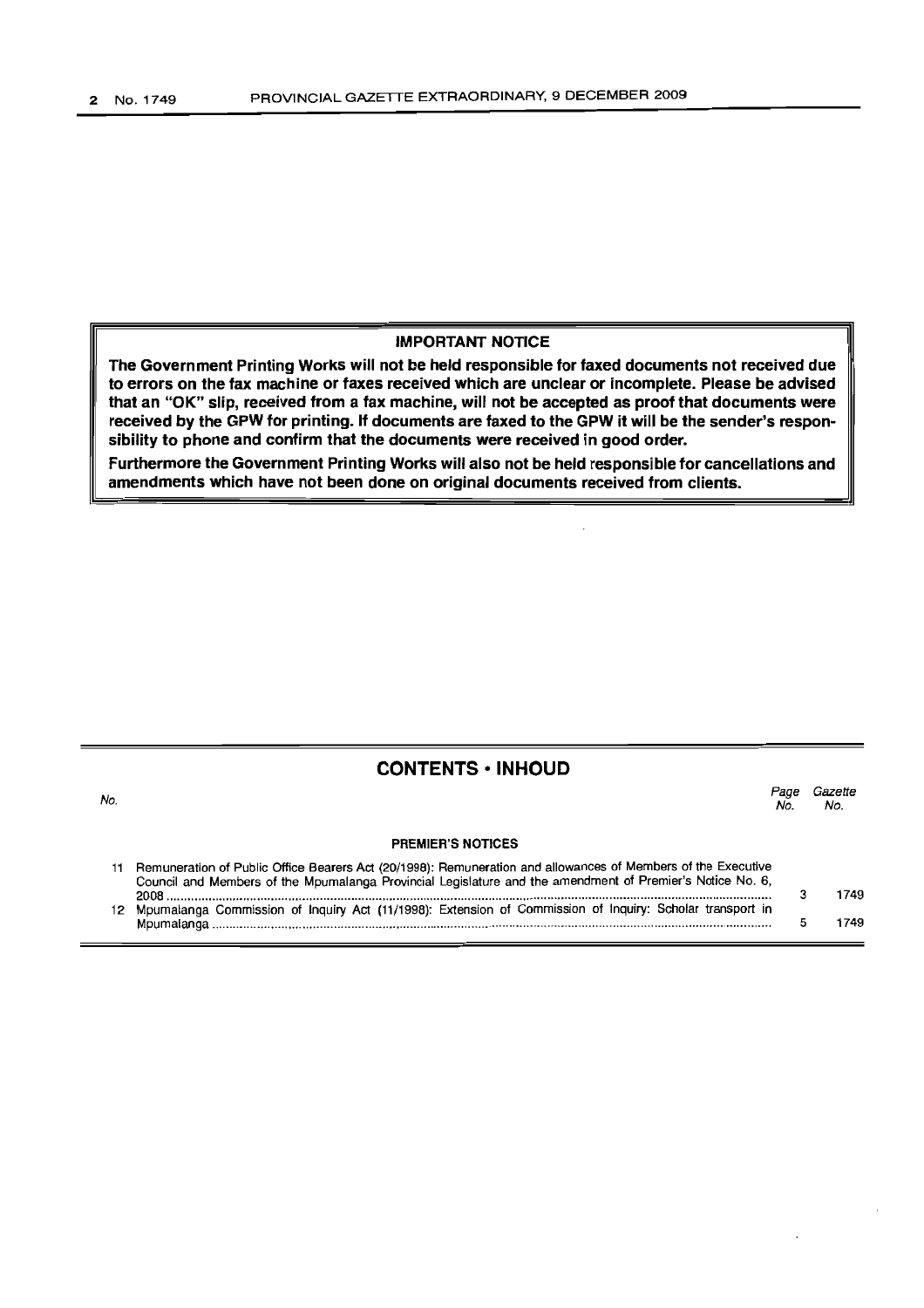**IMPORTANT NOTICE**

**The Government Printing Works will not be held responsible for faxed documents not received due to errors on the fax machine or faxes received which are unclear or incomplete. Please be advised that an "OK" slip, received from a fax machine, will not be accepted as proof that documents were received by the GPW for printing. If documents are faxed to the GPW it will be the sender's responsibility to phone and confirm that the documents were received in good order.**

**Furthermore the Government Printing Works will also not be held responsible for cancellations and amendments which have not been done on original documents received from clients.**

## CONTENTS • INHOUD

| No. | | Page No. | Gazette No. |
|---|---|---|---|
| | **PREMIER'S NOTICES** | | |
| 11 | Remuneration of Public Office Bearers Act (20/1998): Remuneration and allowances of Members of the Executive Council and Members of the Mpumalanga Provincial Legislature and the amendment of Premier's Notice No. 6, 2008 | 3 | 1749 |
| 12 | Mpumalanga Commission of Inquiry Act (11/1998): Extension of Commission of Inquiry: Scholar transport in Mpumalanga | 5 | 1749 |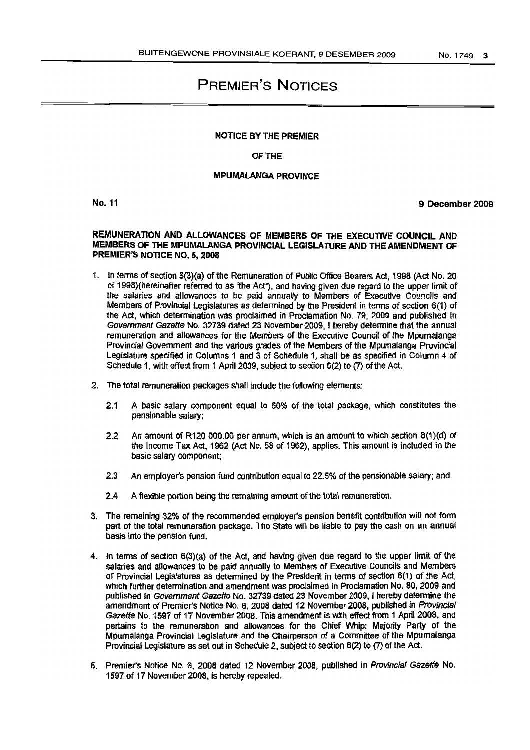# PREMIER'S NOTICES

**NOTICE BY THE PREMIER**

**OF THE**

**MPUMALANGA PROVINCE**

**No. 11** **9 December 2009**

**REMUNERATION AND ALLOWANCES OF MEMBERS OF THE EXECUTIVE COUNCIL AND MEMBERS OF THE MPUMALANGA PROVINCIAL LEGISLATURE AND THE AMENDMENT OF PREMIER'S NOTICE NO. 6, 2008**

1. In terms of section 6(3)(a) of the Remuneration of Public Office Bearers Act, 1998 (Act No. 20 of 1998)(hereinafter referred to as "the Act"), and having given due regard to the upper limit of the salaries and allowances to be paid annually to Members of Executive Councils and Members of Provincial Legislatures as determined by the President in terms of section 6(1) of the Act, which determination was proclaimed in Proclamation No. 79, 2009 and published in *Government Gazette* No. 32739 dated 23 November 2009, I hereby determine that the annual remuneration and allowances for the Members of the Executive Council of the Mpumalanga Provincial Government and the various grades of the Members of the Mpumalanga Provincial Legislature specified in Columns 1 and 3 of Schedule 1, shall be as specified in Column 4 of Schedule 1, with effect from 1 April 2009, subject to section 6(2) to (7) of the Act.

2. The total remuneration packages shall include the following elements:

   2.1 A basic salary component equal to 60% of the total package, which constitutes the pensionable salary;

   2.2 An amount of R120 000.00 per annum, which is an amount to which section 8(1)(d) of the Income Tax Act, 1962 (Act No. 58 of 1962), applies. This amount is included in the basic salary component;

   2.3 An employer's pension fund contribution equal to 22.5% of the pensionable salary; and

   2.4 A flexible portion being the remaining amount of the total remuneration.

3. The remaining 32% of the recommended employer's pension benefit contribution will not form part of the total remuneration package. The State will be liable to pay the cash on an annual basis into the pension fund.

4. In terms of section 6(3)(a) of the Act, and having given due regard to the upper limit of the salaries and allowances to be paid annually to Members of Executive Councils and Members of Provincial Legislatures as determined by the President in terms of section 6(1) of the Act, which further determination and amendment was proclaimed in Proclamation No. 80, 2009 and published in *Government Gazette* No. 32739 dated 23 November 2009, I hereby determine the amendment of Premier's Notice No. 6, 2008 dated 12 November 2008, published in *Provincial Gazette* No. 1597 of 17 November 2008. This amendment is with effect from 1 April 2008, and pertains to the remuneration and allowances for the Chief Whip: Majority Party of the Mpumalanga Provincial Legislature and the Chairperson of a Committee of the Mpumalanga Provincial Legislature as set out in Schedule 2, subject to section 6(2) to (7) of the Act.

5. Premier's Notice No. 6, 2008 dated 12 November 2008, published in *Provincial Gazette* No. 1597 of 17 November 2008, is hereby repealed.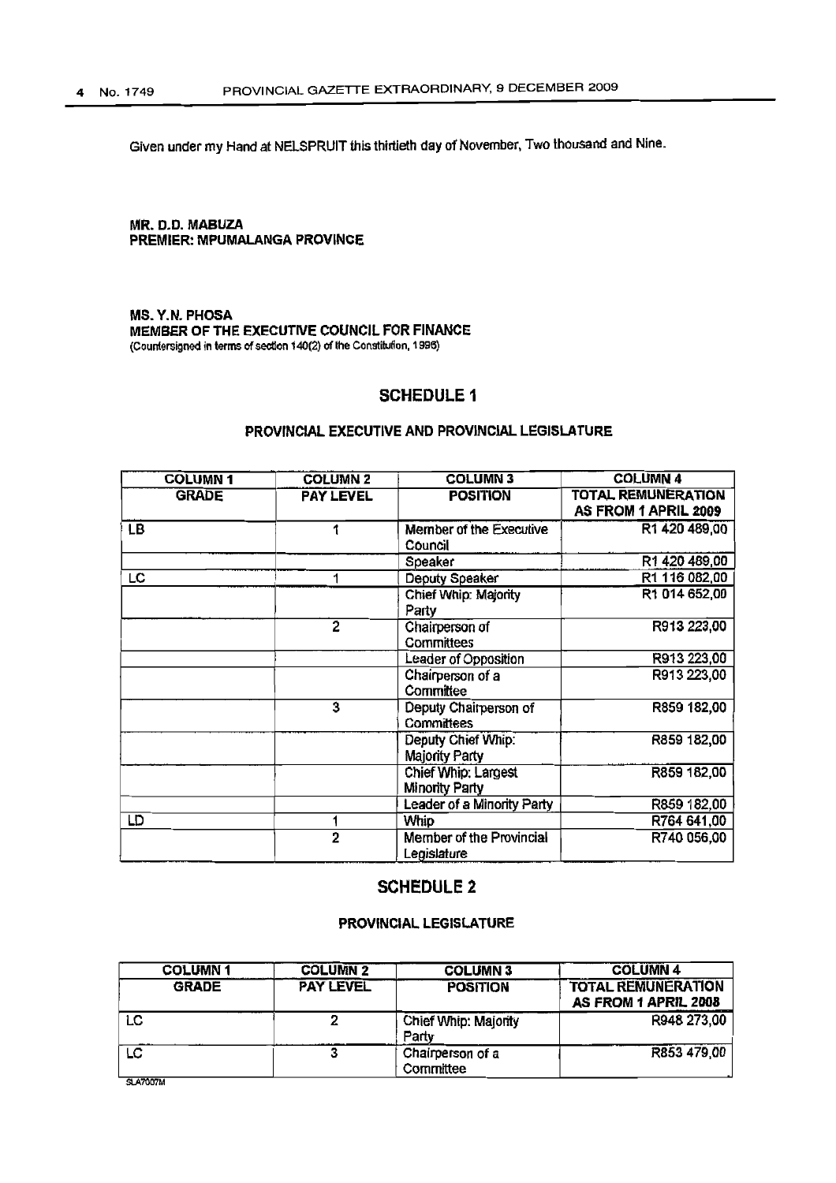Given under my Hand at NELSPRUIT this thirtieth day of November, Two thousand and Nine.

**MR. D.D. MABUZA**
**PREMIER: MPUMALANGA PROVINCE**

**MS. Y.N. PHOSA**
**MEMBER OF THE EXECUTIVE COUNCIL FOR FINANCE**
(Countersigned in terms of section 140(2) of the Constitution, 1996)

## SCHEDULE 1

### PROVINCIAL EXECUTIVE AND PROVINCIAL LEGISLATURE

| COLUMN 1 | COLUMN 2 | COLUMN 3 | COLUMN 4 |
|---|---|---|---|
| **GRADE** | **PAY LEVEL** | **POSITION** | **TOTAL REMUNERATION AS FROM 1 APRIL 2009** |
| LB | 1 | Member of the Executive Council | R1 420 489,00 |
| | | Speaker | R1 420 489,00 |
| LC | 1 | Deputy Speaker | R1 116 082,00 |
| | | Chief Whip: Majority Party | R1 014 652,00 |
| | 2 | Chairperson of Committees | R913 223,00 |
| | | Leader of Opposition | R913 223,00 |
| | | Chairperson of a Committee | R913 223,00 |
| | 3 | Deputy Chairperson of Committees | R859 182,00 |
| | | Deputy Chief Whip: Majority Party | R859 182,00 |
| | | Chief Whip: Largest Minority Party | R859 182,00 |
| | | Leader of a Minority Party | R859 182,00 |
| LD | 1 | Whip | R764 641,00 |
| | 2 | Member of the Provincial Legislature | R740 056,00 |

## SCHEDULE 2

### PROVINCIAL LEGISLATURE

| COLUMN 1 | COLUMN 2 | COLUMN 3 | COLUMN 4 |
|---|---|---|---|
| **GRADE** | **PAY LEVEL** | **POSITION** | **TOTAL REMUNERATION AS FROM 1 APRIL 2008** |
| LC | 2 | Chief Whip: Majority Party | R948 273,00 |
| LC | 3 | Chairperson of a Committee | R853 479,00 |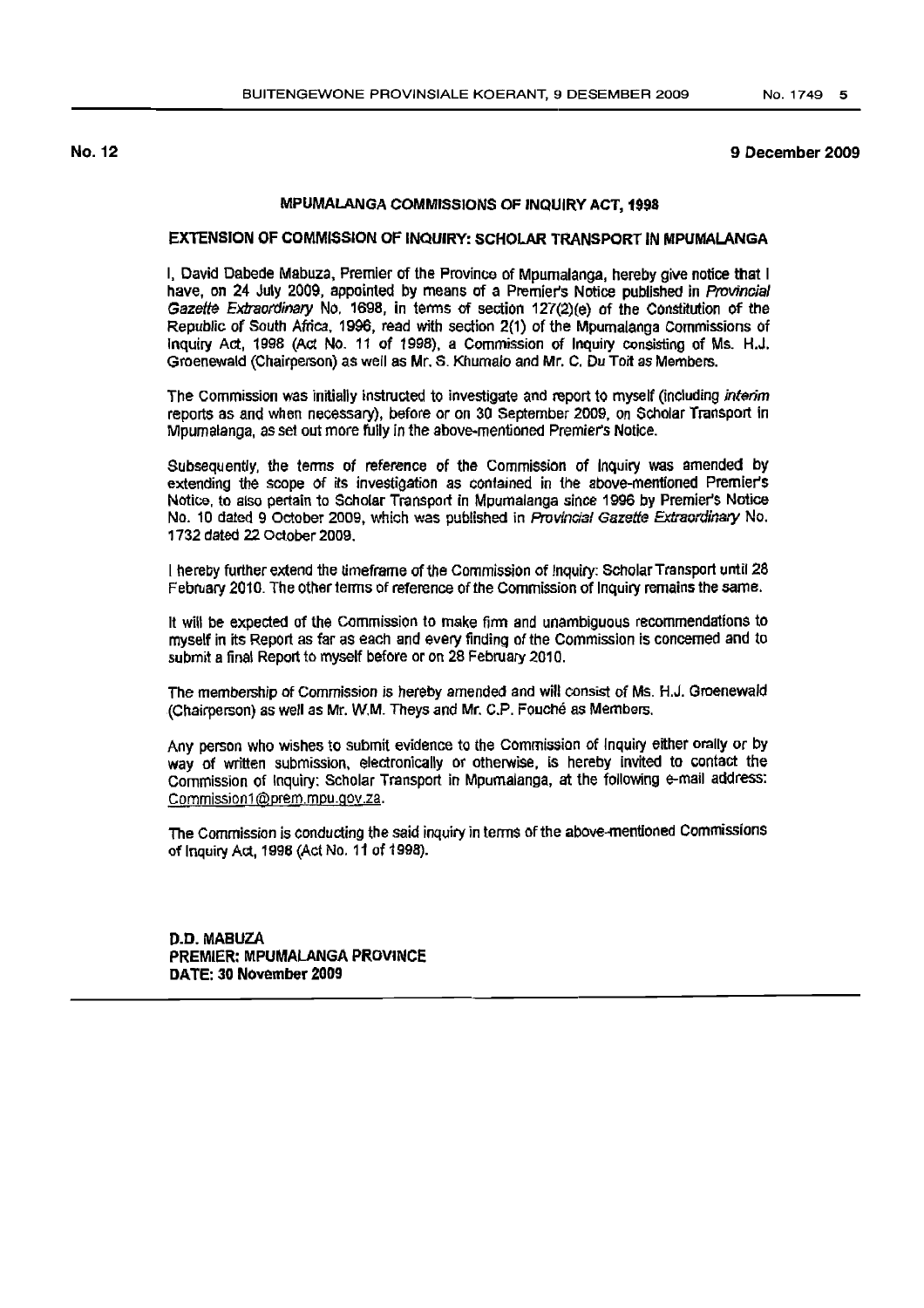**No. 12** **9 December 2009**

## MPUMALANGA COMMISSIONS OF INQUIRY ACT, 1998

### EXTENSION OF COMMISSION OF INQUIRY: SCHOLAR TRANSPORT IN MPUMALANGA

I, David Dabede Mabuza, Premier of the Province of Mpumalanga, hereby give notice that I have, on 24 July 2009, appointed by means of a Premier's Notice published in *Provincial Gazette Extraordinary* No. 1698, in terms of section 127(2)(e) of the Constitution of the Republic of South Africa, 1996, read with section 2(1) of the Mpumalanga Commissions of Inquiry Act, 1998 (Act No. 11 of 1998), a Commission of Inquiry consisting of Ms. H.J. Groenewald (Chairperson) as well as Mr. S. Khumalo and Mr. C. Du Toit as Members.

The Commission was initially instructed to investigate and report to myself (including *interim* reports as and when necessary), before or on 30 September 2009, on Scholar Transport in Mpumalanga, as set out more fully in the above-mentioned Premier's Notice.

Subsequently, the terms of reference of the Commission of Inquiry was amended by extending the scope of its investigation as contained in the above-mentioned Premier's Notice, to also pertain to Scholar Transport in Mpumalanga since 1996 by Premier's Notice No. 10 dated 9 October 2009, which was published in *Provincial Gazette Extraordinary* No. 1732 dated 22 October 2009.

I hereby further extend the timeframe of the Commission of Inquiry: Scholar Transport until 28 February 2010. The other terms of reference of the Commission of Inquiry remains the same.

It will be expected of the Commission to make firm and unambiguous recommendations to myself in its Report as far as each and every finding of the Commission is concerned and to submit a final Report to myself before or on 28 February 2010.

The membership of Commission is hereby amended and will consist of Ms. H.J. Groenewald (Chairperson) as well as Mr. W.M. Theys and Mr. C.P. Fouché as Members.

Any person who wishes to submit evidence to the Commission of Inquiry either orally or by way of written submission, electronically or otherwise, is hereby invited to contact the Commission of Inquiry: Scholar Transport in Mpumalanga, at the following e-mail address: Commission1@prem.mpu.gov.za.

The Commission is conducting the said inquiry in terms of the above-mentioned Commissions of Inquiry Act, 1998 (Act No. 11 of 1998).

**D.D. MABUZA**
**PREMIER: MPUMALANGA PROVINCE**
**DATE: 30 November 2009**